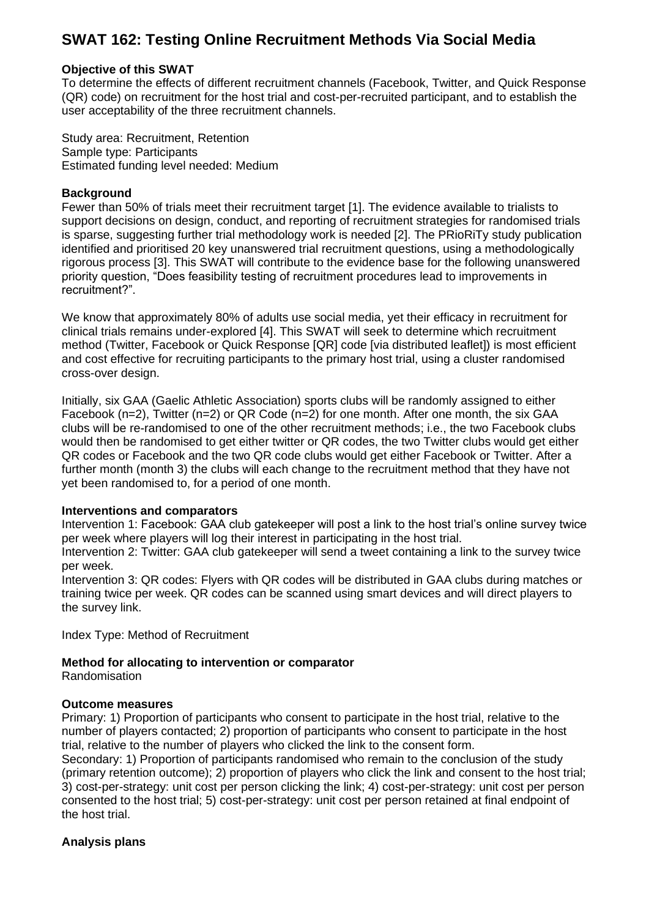# SWAT 162: Testing Online Recruitment Methods Via Social Media

**Objective of this SWAT**

To determine the effects of different recruitment channels (Facebook, Twitter, and Quick Response (QR) code) on recruitment for the host trial and cost-per-recruited participant, and to establish the user acceptability of the three recruitment channels.

Study area: Recruitment, Retention
Sample type: Participants
Estimated funding level needed: Medium

**Background**

Fewer than 50% of trials meet their recruitment target [1]. The evidence available to trialists to support decisions on design, conduct, and reporting of recruitment strategies for randomised trials is sparse, suggesting further trial methodology work is needed [2]. The PRioRiTy study publication identified and prioritised 20 key unanswered trial recruitment questions, using a methodologically rigorous process [3]. This SWAT will contribute to the evidence base for the following unanswered priority question, "Does feasibility testing of recruitment procedures lead to improvements in recruitment?".

We know that approximately 80% of adults use social media, yet their efficacy in recruitment for clinical trials remains under-explored [4]. This SWAT will seek to determine which recruitment method (Twitter, Facebook or Quick Response [QR] code [via distributed leaflet]) is most efficient and cost effective for recruiting participants to the primary host trial, using a cluster randomised cross-over design.

Initially, six GAA (Gaelic Athletic Association) sports clubs will be randomly assigned to either Facebook (n=2), Twitter (n=2) or QR Code (n=2) for one month. After one month, the six GAA clubs will be re-randomised to one of the other recruitment methods; i.e., the two Facebook clubs would then be randomised to get either twitter or QR codes, the two Twitter clubs would get either QR codes or Facebook and the two QR code clubs would get either Facebook or Twitter. After a further month (month 3) the clubs will each change to the recruitment method that they have not yet been randomised to, for a period of one month.

**Interventions and comparators**

Intervention 1: Facebook: GAA club gatekeeper will post a link to the host trial's online survey twice per week where players will log their interest in participating in the host trial.
Intervention 2: Twitter: GAA club gatekeeper will send a tweet containing a link to the survey twice per week.
Intervention 3: QR codes: Flyers with QR codes will be distributed in GAA clubs during matches or training twice per week. QR codes can be scanned using smart devices and will direct players to the survey link.

Index Type: Method of Recruitment

**Method for allocating to intervention or comparator**

Randomisation

**Outcome measures**

Primary: 1) Proportion of participants who consent to participate in the host trial, relative to the number of players contacted; 2) proportion of participants who consent to participate in the host trial, relative to the number of players who clicked the link to the consent form.
Secondary: 1) Proportion of participants randomised who remain to the conclusion of the study (primary retention outcome); 2) proportion of players who click the link and consent to the host trial; 3) cost-per-strategy: unit cost per person clicking the link; 4) cost-per-strategy: unit cost per person consented to the host trial; 5) cost-per-strategy: unit cost per person retained at final endpoint of the host trial.

**Analysis plans**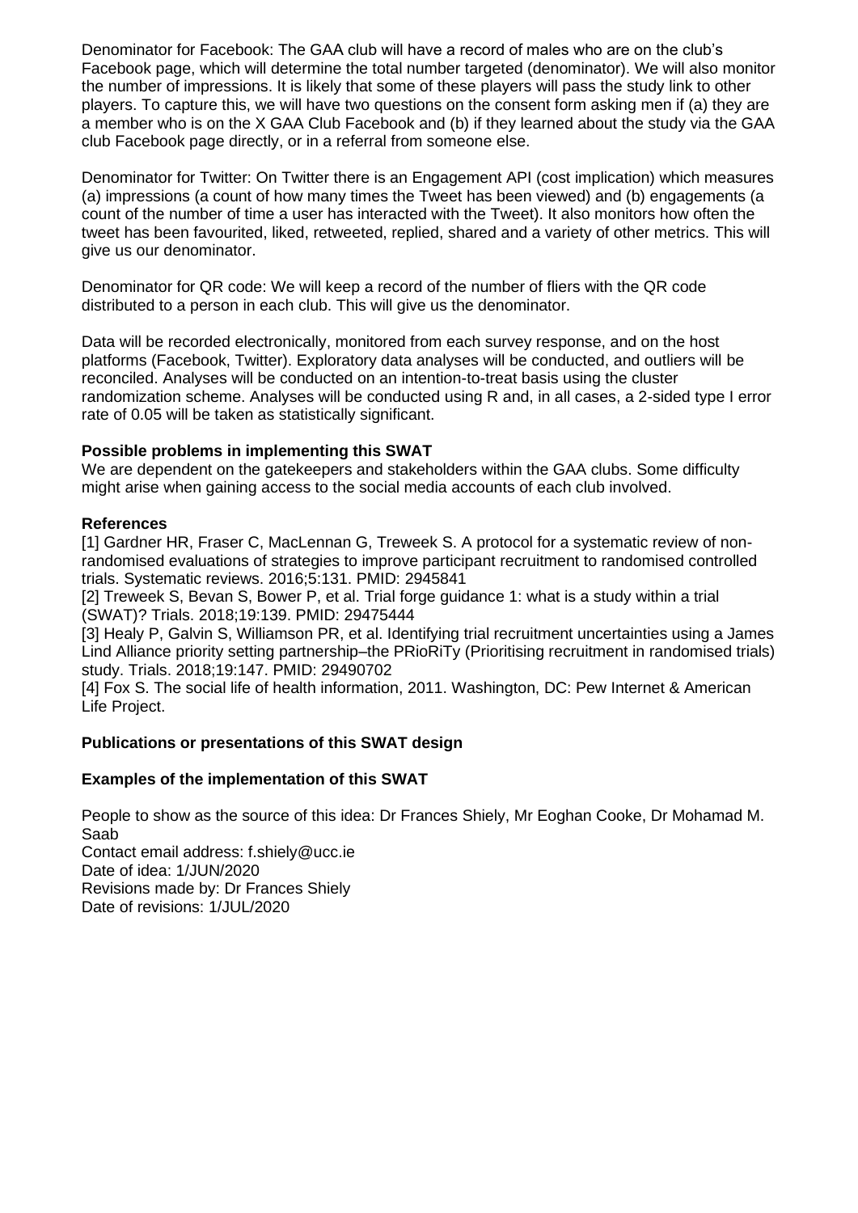Denominator for Facebook: The GAA club will have a record of males who are on the club's Facebook page, which will determine the total number targeted (denominator). We will also monitor the number of impressions. It is likely that some of these players will pass the study link to other players. To capture this, we will have two questions on the consent form asking men if (a) they are a member who is on the X GAA Club Facebook and (b) if they learned about the study via the GAA club Facebook page directly, or in a referral from someone else.

Denominator for Twitter: On Twitter there is an Engagement API (cost implication) which measures (a) impressions (a count of how many times the Tweet has been viewed) and (b) engagements (a count of the number of time a user has interacted with the Tweet). It also monitors how often the tweet has been favourited, liked, retweeted, replied, shared and a variety of other metrics. This will give us our denominator.

Denominator for QR code: We will keep a record of the number of fliers with the QR code distributed to a person in each club. This will give us the denominator.

Data will be recorded electronically, monitored from each survey response, and on the host platforms (Facebook, Twitter). Exploratory data analyses will be conducted, and outliers will be reconciled. Analyses will be conducted on an intention-to-treat basis using the cluster randomization scheme. Analyses will be conducted using R and, in all cases, a 2-sided type I error rate of 0.05 will be taken as statistically significant.

**Possible problems in implementing this SWAT**

We are dependent on the gatekeepers and stakeholders within the GAA clubs. Some difficulty might arise when gaining access to the social media accounts of each club involved.

**References**

[1] Gardner HR, Fraser C, MacLennan G, Treweek S. A protocol for a systematic review of non-randomised evaluations of strategies to improve participant recruitment to randomised controlled trials. Systematic reviews. 2016;5:131. PMID: 2945841

[2] Treweek S, Bevan S, Bower P, et al. Trial forge guidance 1: what is a study within a trial (SWAT)? Trials. 2018;19:139. PMID: 29475444

[3] Healy P, Galvin S, Williamson PR, et al. Identifying trial recruitment uncertainties using a James Lind Alliance priority setting partnership–the PRioRiTy (Prioritising recruitment in randomised trials) study. Trials. 2018;19:147. PMID: 29490702

[4] Fox S. The social life of health information, 2011. Washington, DC: Pew Internet & American Life Project.

**Publications or presentations of this SWAT design**

**Examples of the implementation of this SWAT**

People to show as the source of this idea: Dr Frances Shiely, Mr Eoghan Cooke, Dr Mohamad M. Saab

Contact email address: f.shiely@ucc.ie

Date of idea: 1/JUN/2020

Revisions made by: Dr Frances Shiely

Date of revisions: 1/JUL/2020